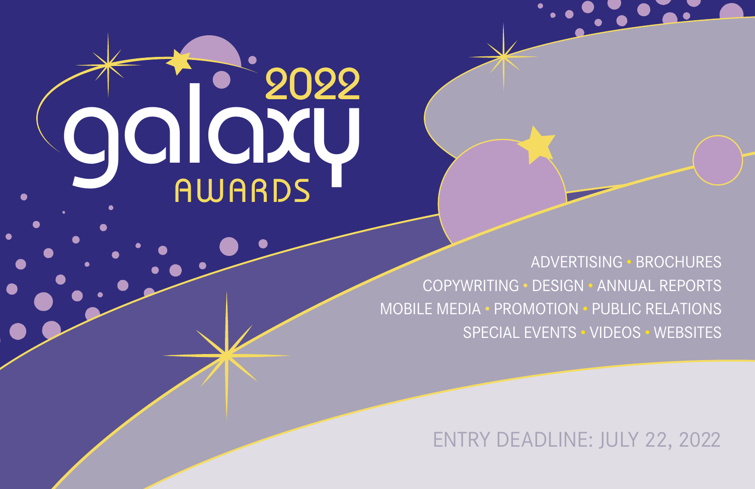# 2022 galaxy AWARDS

ADVERTISING • BROCHURES
COPYWRITING • DESIGN • ANNUAL REPORTS
MOBILE MEDIA • PROMOTION • PUBLIC RELATIONS
SPECIAL EVENTS • VIDEOS • WEBSITES

ENTRY DEADLINE: JULY 22, 2022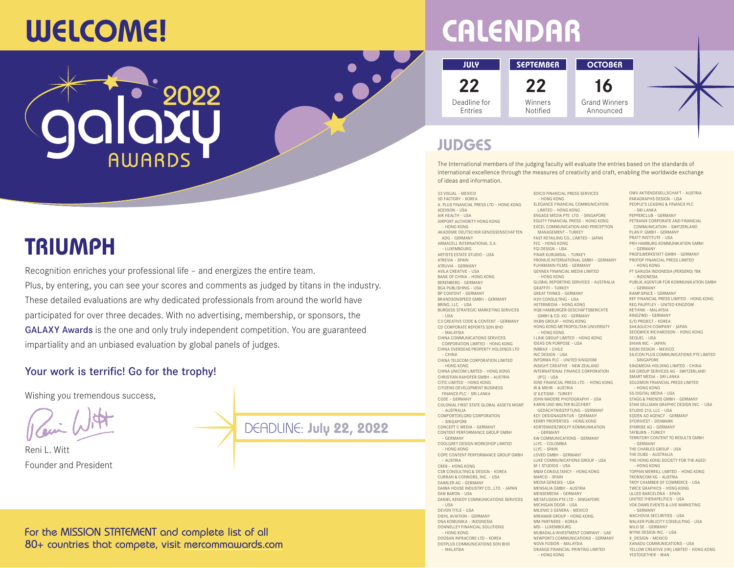# WELCOME!

2022 galaxy AWARDS

## TRIUMPH

Recognition enriches your professional life – and energizes the entire team. Plus, by entering, you can see your scores and comments as judged by titans in the industry. These detailed evaluations are why dedicated professionals from around the world have participated for over three decades. With no advertising, membership, or sponsors, the **GALAXY Awards** is the one and only truly independent competition. You are guaranteed impartiality and an unbiased evaluation by global panels of judges.

**Your work is terrific! Go for the trophy!**

Wishing you tremendous success,

Reni L. Witt
Founder and President

DEADLINE: **July 22, 2022**

For the MISSION STATEMENT and complete list of all 80+ countries that compete, visit mercommawards.com

# CALENDAR

| JULY | SEPTEMBER | OCTOBER |
|---|---|---|
| 22 | 22 | 16 |
| Deadline for Entries | Winners Notified | Grand Winners Announced |

## JUDGES

The International members of the judging faculty will evaluate the entries based on the standards of international excellence through the measures of creativity and craft, enabling the worldwide exchange of ideas and information.

33 VISUAL – MEXICO
5D FACTORY – KOREA
A. PLUS FINANCIAL PRESS LTD – HONG KONG
ADDISON – USA
AIR HEALTH – USA
AIRPORT AUTHORITY HONG KONG – HONG KONG
AKADEMIE DEUTSCHER GENOSSENSCHAFTEN ADG – GERMANY
ARMACELL INTERNATIONAL S.A. – LUXEMBOURG
ARTISTS ESTATE STUDIO – USA
ATREVIA – SPAIN
ATRUVIA – GERMANY
AVILA CREATIVE – USA
BANK OF CHINA – HONG KONG
BERENBERG – GERMANY
BGA PUBLISHING – USA
BP CONTENT – GERMANY
BRANDSONSPEED GMBH – GERMANY
BRING, LLC. – USA
BURGESS STRATEGIC MARKETING SERVICES – USA
C3 CREATIVE CODE & CONTENT – GERMANY
CD CORPORATE REPORTS SDN BHD – MALAYSIA
CHINA COMMUNICATIONS SERVICES CORPORATION LIMITED – HONG KONG
CHINA OVERSEAS PROPERTY HOLDINGS LTD – CHINA
CHINA TELECOM CORPORATION LIMITED – HONG KONG
CHINA UNICOM LIMITED – HONG KONG
CHRISTIAN RAHOFER GMBH – AUSTRIA
CITIC LIMITED – HONG KONG
CITIZENS DEVELOPMENT BUSINESS FINANCE PLC – SRI LANKA
CODE – GERMANY
COLONIAL FIRST STATE GLOBAL ASSETS MGMT – AUSTRALIA
COMFORTDELGRO CORPORATION – SINGAPORE
CONCEPT C MEDIA – GERMANY
CONTENT PERFORMANCE GROUP GMBH – GERMANY
COOLGREY DESIGN WORKSHOP LIMITED – HONG KONG
COPE CONTENT PERFORMANCE GROUP GMBH – AUSTRIA
CREB – HONG KONG
CSR CONSULTING & DESIGN – KOREA
CURRAN & CONNORS, INC. – USA
DAIMLER AG – GERMANY
DAIWA HOUSE INDUSTRY CO., LTD. – JAPAN
DAN BARON – USA
DANIEL KENEDY COMMUNICATIONS SERVICES – USA
DEVON TITLE – USA
DIEHL AVIATION – GERMANY
DNA KOMUNIKA – INDONESIA
DONNELLEY FINANCIAL SOLUTIONS – HONG KONG
DOOSAN INFRACORE LTD – KOREA
DOTPLUS COMMUNICATIONS SDN BHD – MALAYSIA
EDICO FINANCIAL PRESS SERVICES – HONG KONG
ELEGANCE FINANCIAL COMMUNICATION LIMITED – HONG KONG
ENGAGE MEDIA PTE. LTD. – SINGAPORE
EQUITY FINANCIAL PRESS – HONG KONG
EXCEL COMMUNICATION AND PERCEPTION MANAGEMENT – TURKEY
FAST RETAILING CO., LIMITED – JAPAN
FEC – HONG KONG
FGI DESIGN – USA
FINAR KURUMSAL – TURKEY
FRONIUS INTERNATIONAL GMBH – GERMANY
FUHRMANN FILMS – GERMANY
GENNEX FINANCIAL MEDIA LIMITED – HONG KONG
GLOBAL REPORTING SERVICES – AUSTRALIA
GRAFFITI – TURKEY
GREAT THINKS – GERMANY
H2H CONSULTING – USA
HETERMEDIA – HONG KONG
HGB HAMBURGER GESCHÄFTSBERICHTE GMBH & CO. KG – GERMANY
HKBN GROUP – HONG KONG
HONG KONG METROPOLITAN UNIVERSITY – HONG KONG
I.LINK GROUP LIMITED – HONG KONG
IDEAS ON PURPOSE – USA
INBRAX – CHILE
INC DESIGN – USA
INFORMA PLC – UNITED KINGDOM
INSIGHT CREATIVE – NEW ZEALAND
INTERNATIONAL FINANCE CORPORATION (IFC) – USA
IONE FINANCIAL PRESS LTD. – HONG KONG
IR & MEHR – AUSTRIA
IZ ILETISIM – TURKEY
JOHN MADERE PHOTOGRAPHY – USA
KARIN UND WALTER BLÜCHERT GEDÄCHTNISSTIFTUNG – GERMANY
KD1 DESIGNAGENTUR – GERMANY
KERRY PROPERTIES – HONG KONG
KORTEMAERZWOLFF KOMMUNIKATION – GERMANY
KW COMMUNICATIONS – GERMANY
LLYC – COLOMBIA
LLYC – SPAIN
LOVED GMBH – GERMANY
LUKE COMMUNICATIONS GROUP – USA
M-1 STUDIOS – USA
M&M CONSULTANCY – HONG KONG
MARCO – SPAIN
MEDIA GENESIS – USA
MENSALIA GMBH – AUSTRIA
MENSEMEDIA – GERMANY
METAFUSION PTE LTD – SINGAPORE
MICHIGAN DOOR – USA
MILENIO 3 GENERA – MEXICO
MIRAMAR GROUP – HONG KONG
MM PARTNERS – KOREA
MSI – LUXEMBOURG
MUBADALA INVESTMENT COMPANY – UAE
NEWPORT3 COMMUNICATIONS – GERMANY
NOVA FUSION – MALAYSIA
ORANGE FINANCIAL PRINTING LIMITED – HONG KONG
OMV AKTIENGESELLSCHAFT – AUSTRIA
PARAGRAPHS DESIGN – USA
PEOPLE'S LEASING & FINANCE PLC – SRI LANKA
PEPPERCLUB – GERMANY
PETRANIX CORPORATE AND FINANCIAL COMMUNICATION – SWITZERLAND
PLAN P. GMBH – GERMANY
PRATT INSTITUTE – USA
PRH HAMBURG KOMMUNIKATION GMBH – GERMANY
PROFILWERKSTATT GMBH – GERMANY
PROTOP FINANCIAL PRESS LIMITED – HONG KONG
PT GARUDA INDONESIA (PERSERO) TBK – INDONESIA
PUBLIK.AGENTUR FÜR KOMMUNIKATION GMBH – GERMANY
RAMP SPACE – GERMANY
REF FINANCIAL PRESS LIMITED – HONG KONG
REG PAUFFLEY – UNITED KINGDOM
RETHINK – MALAYSIA
RINGZWEI – GERMANY
S/O PROJECT – KOREA
SAKAGUCHI COMPANY – JAPAN
SEDGWICK RICHARDSON – HONG KONG
SEQUEL – USA
SHIAN INC. – JAPAN
SIGNI DESIGN – MEXICO
SILICON PLUS COMMUNICATIONS PTE LIMITED – SINGAPORE
SINOMEDIA HOLDING LIMITED – CHINA
SIX GROUP SERVICES AG – SWITZERLAND
SMART MEDIA – SRI LANKA
SOLOMON FINANCIAL PRESS LIMITED – HONG KONG
SS DIGITAL MEDIA – USA
STAGG & FRIENDS GMBH – GERMANY
STAN GELLMAN GRAPHIC DESIGN INC. – USA
STUDIO 210, LLC – USA
SÜDEN AD AGENCY – GERMANY
SYDINVEST – DENMARK
SYMRISE AG – GERMANY
TAYBURN – TURKEY
TERRITORY CONTENT TO RESULTS GMBH – GERMANY
THE CHARLES GROUP – USA
THE DUBS – AUSTRALIA
THE HONG KONG SOCIETY FOR THE AGED – HONG KONG
TOPPAN MERRILL LIMITED – HONG KONG
TRONNCOM KG – AUSTRIA
TROY CHAMBER OF COMMERCE – USA
TWICE GRAPHICS – HONG KONG
ULLED BARCELONA – SPAIN
UNITED THERAPEUTICS – USA
VOK DAMS EVENTS & LIVE MARKETING – GERMANY
WACHOVIA SECURITIES – USA
WALKER PUBLICITY CONSULTING – USA
WILO SE – GERMANY
WYNK DESIGN INC. – USA
X_DESIGN – MEXICO
XANADU COMMUNICATIONS – USA
YELLOW CREATIVE (HK) LIMITED – HONG KONG
YESTOGETHER – IRAN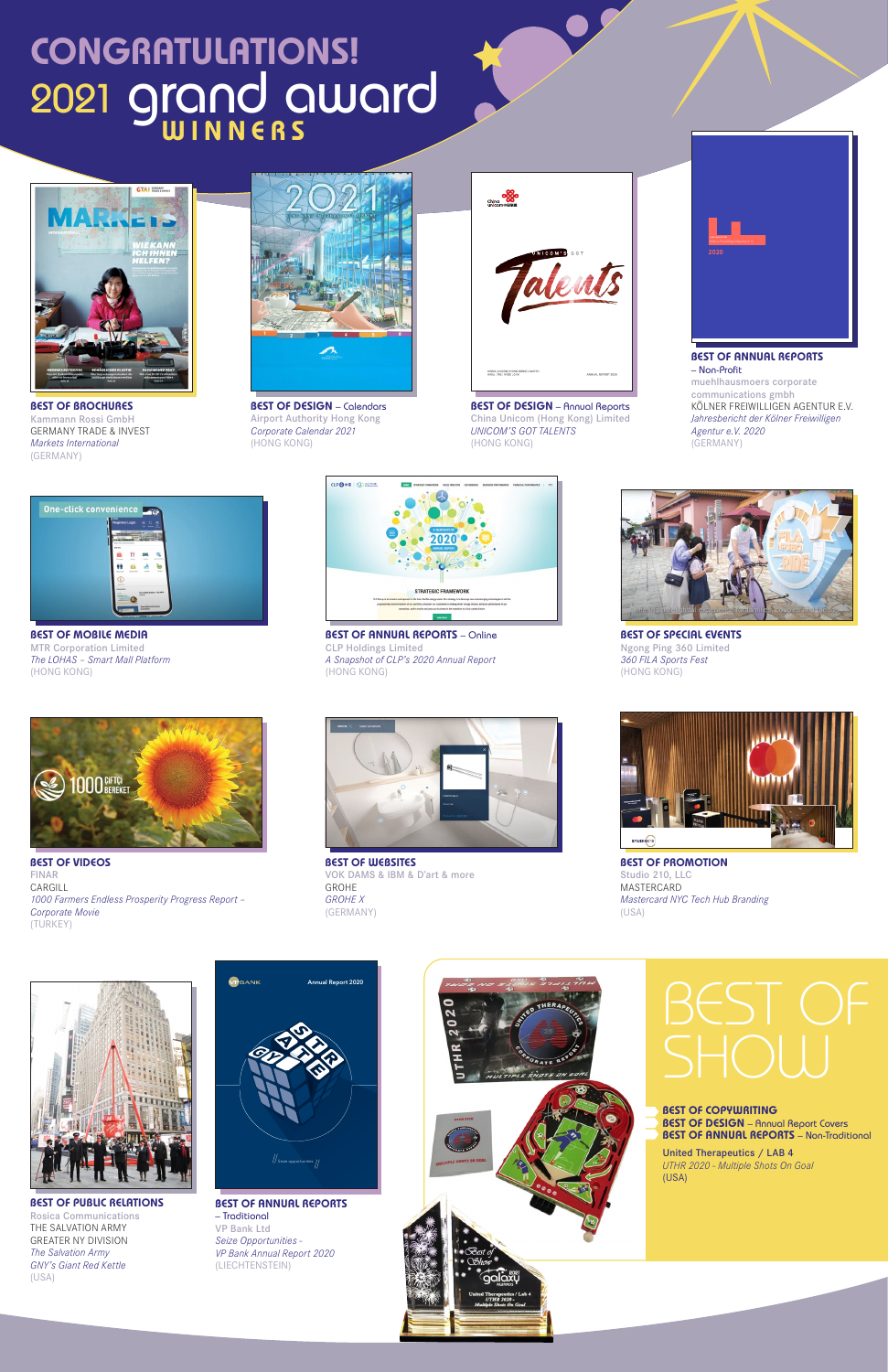# CONGRATULATIONS!

## 2021 grand award WINNERS

**BEST OF BROCHURES**
Kammann Rossi GmbH
GERMANY TRADE & INVEST
*Markets International*
(GERMANY)

**BEST OF DESIGN** – Calendars
Airport Authority Hong Kong
*Corporate Calendar 2021*
(HONG KONG)

**BEST OF DESIGN** – Annual Reports
China Unicom (Hong Kong) Limited
*UNICOM'S GOT TALENTS*
(HONG KONG)

**BEST OF ANNUAL REPORTS** – Non-Profit
muehlhausmoers corporate communications gmbh
KÖLNER FREIWILLIGEN AGENTUR E.V.
*Jahresbericht der Kölner Freiwilligen Agentur e.V. 2020*
(GERMANY)

**BEST OF MOBILE MEDIA**
MTR Corporation Limited
*The LOHAS – Smart Mall Platform*
(HONG KONG)

**BEST OF ANNUAL REPORTS** – Online
CLP Holdings Limited
*A Snapshot of CLP's 2020 Annual Report*
(HONG KONG)

**BEST OF SPECIAL EVENTS**
Ngong Ping 360 Limited
*360 FILA Sports Fest*
(HONG KONG)

**BEST OF VIDEOS**
FINAR
CARGILL
*1000 Farmers Endless Prosperity Progress Report – Corporate Movie*
(TURKEY)

**BEST OF WEBSITES**
VOK DAMS & IBM & D'art & more
GROHE
*GROHE X*
(GERMANY)

**BEST OF PROMOTION**
Studio 210, LLC
MASTERCARD
*Mastercard NYC Tech Hub Branding*
(USA)

**BEST OF PUBLIC RELATIONS**
Rosica Communications
THE SALVATION ARMY
GREATER NY DIVISION
*The Salvation Army GNY's Giant Red Kettle*
(USA)

**BEST OF ANNUAL REPORTS** – Traditional
VP Bank Ltd
*Seize Opportunities – VP Bank Annual Report 2020*
(LIECHTENSTEIN)

## BEST OF SHOW

**BEST OF COPYWRITING**
**BEST OF DESIGN** – Annual Report Covers
**BEST OF ANNUAL REPORTS** – Non-Traditional

United Therapeutics / LAB 4
*UTHR 2020 - Multiple Shots On Goal*
(USA)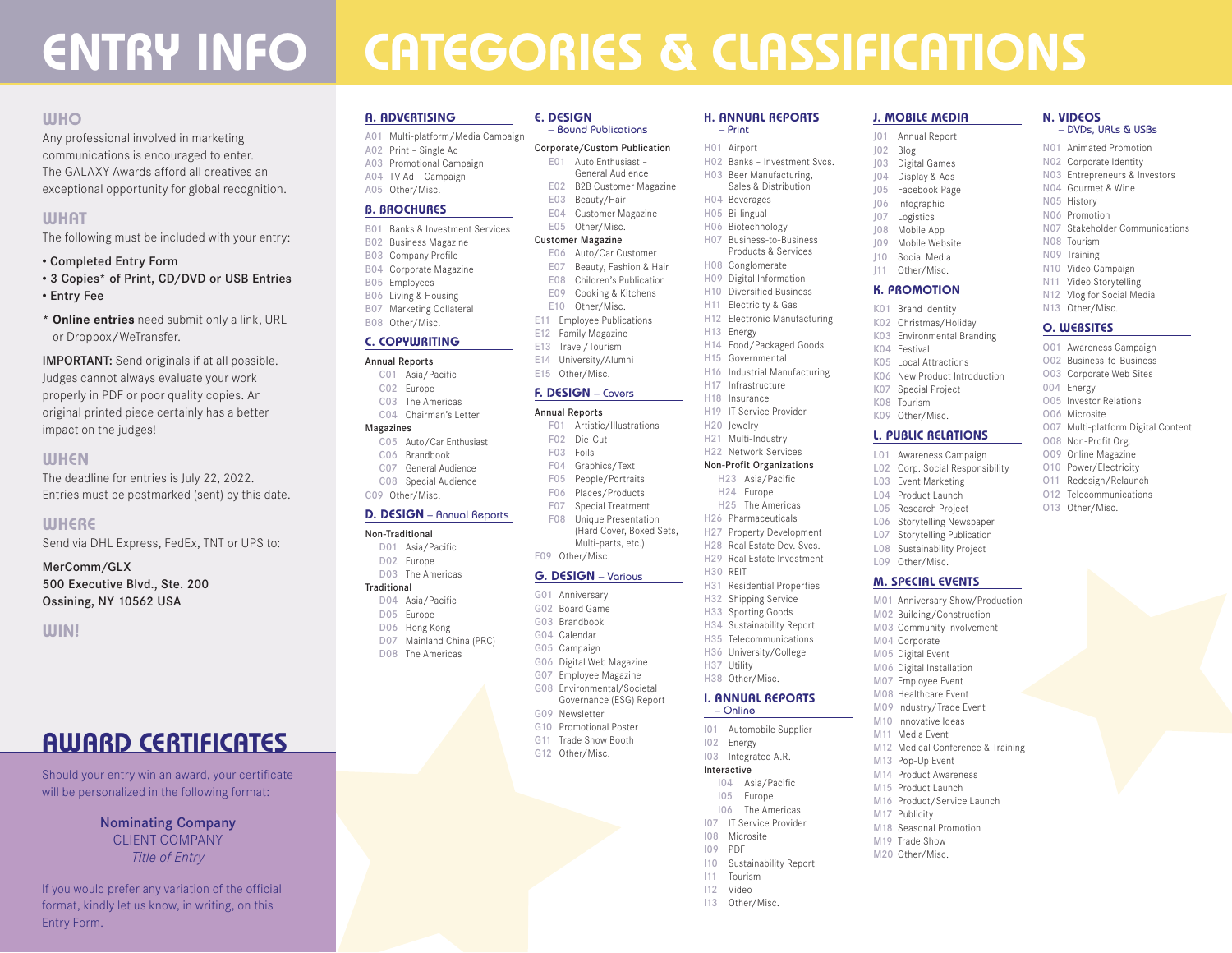# ENTRY INFO

## WHO

Any professional involved in marketing communications is encouraged to enter. The GALAXY Awards afford all creatives an exceptional opportunity for global recognition.

## WHAT

The following must be included with your entry:

- Completed Entry Form
- 3 Copies* of Print, CD/DVD or USB Entries
- Entry Fee

\* **Online entries** need submit only a link, URL or Dropbox/WeTransfer.

**IMPORTANT:** Send originals if at all possible. Judges cannot always evaluate your work properly in PDF or poor quality copies. An original printed piece certainly has a better impact on the judges!

## WHEN

The deadline for entries is July 22, 2022. Entries must be postmarked (sent) by this date.

## WHERE

Send via DHL Express, FedEx, TNT or UPS to:

**MerComm/GLX**
**500 Executive Blvd., Ste. 200**
**Ossining, NY 10562 USA**

## WIN!

# AWARD CERTIFICATES

Should your entry win an award, your certificate will be personalized in the following format:

Nominating Company
CLIENT COMPANY
*Title of Entry*

If you would prefer any variation of the official format, kindly let us know, in writing, on this Entry Form.

# CATEGORIES & CLASSIFICATIONS

## A. ADVERTISING

- A01 Multi-platform/Media Campaign
- A02 Print – Single Ad
- A03 Promotional Campaign
- A04 TV Ad – Campaign
- A05 Other/Misc.

## B. BROCHURES

- B01 Banks & Investment Services
- B02 Business Magazine
- B03 Company Profile
- B04 Corporate Magazine
- B05 Employees
- B06 Living & Housing
- B07 Marketing Collateral
- B08 Other/Misc.

## C. COPYWRITING

Annual Reports
- C01 Asia/Pacific
- C02 Europe
- C03 The Americas
- C04 Chairman's Letter

Magazines
- C05 Auto/Car Enthusiast
- C06 Brandbook
- C07 General Audience
- C08 Special Audience

C09 Other/Misc.

## D. DESIGN – Annual Reports

Non-Traditional
- D01 Asia/Pacific
- D02 Europe
- D03 The Americas

Traditional
- D04 Asia/Pacific
- D05 Europe
- D06 Hong Kong
- D07 Mainland China (PRC)
- D08 The Americas

## E. DESIGN – Bound Publications

Corporate/Custom Publication
- E01 Auto Enthusiast – General Audience
- E02 B2B Customer Magazine
- E03 Beauty/Hair
- E04 Customer Magazine
- E05 Other/Misc.

Customer Magazine
- E06 Auto/Car Customer
- E07 Beauty, Fashion & Hair
- E08 Children's Publication
- E09 Cooking & Kitchens
- E10 Other/Misc.

- E11 Employee Publications
- E12 Family Magazine
- E13 Travel/Tourism
- E14 University/Alumni
- E15 Other/Misc.

## F. DESIGN – Covers

Annual Reports
- F01 Artistic/Illustrations
- F02 Die-Cut
- F03 Foils
- F04 Graphics/Text
- F05 People/Portraits
- F06 Places/Products
- F07 Special Treatment
- F08 Unique Presentation (Hard Cover, Boxed Sets, Multi-parts, etc.)

F09 Other/Misc.

## G. DESIGN – Various

- G01 Anniversary
- G02 Board Game
- G03 Brandbook
- G04 Calendar
- G05 Campaign
- G06 Digital Web Magazine
- G07 Employee Magazine
- G08 Environmental/Societal Governance (ESG) Report
- G09 Newsletter
- G10 Promotional Poster
- G11 Trade Show Booth
- G12 Other/Misc.

## H. ANNUAL REPORTS – Print

- H01 Airport
- H02 Banks – Investment Svcs.
- H03 Beer Manufacturing, Sales & Distribution
- H04 Beverages
- H05 Bi-lingual
- H06 Biotechnology
- H07 Business-to-Business Products & Services
- H08 Conglomerate
- H09 Digital Information
- H10 Diversified Business
- H11 Electricity & Gas
- H12 Electronic Manufacturing
- H13 Energy
- H14 Food/Packaged Goods
- H15 Governmental
- H16 Industrial Manufacturing
- H17 Infrastructure
- H18 Insurance
- H19 IT Service Provider
- H20 Jewelry
- H21 Multi-Industry
- H22 Network Services

Non-Profit Organizations
- H23 Asia/Pacific
- H24 Europe
- H25 The Americas

- H26 Pharmaceuticals
- H27 Property Development
- H28 Real Estate Dev. Svcs.
- H29 Real Estate Investment
- H30 REIT
- H31 Residential Properties
- H32 Shipping Service
- H33 Sporting Goods
- H34 Sustainability Report
- H35 Telecommunications
- H36 University/College
- H37 Utility
- H38 Other/Misc.

## I. ANNUAL REPORTS – Online

- I01 Automobile Supplier
- I02 Energy
- I03 Integrated A.R.

Interactive
- I04 Asia/Pacific
- I05 Europe
- I06 The Americas

- I07 IT Service Provider
- I08 Microsite
- I09 PDF
- I10 Sustainability Report
- I11 Tourism
- I12 Video
- I13 Other/Misc.

## J. MOBILE MEDIA

- J01 Annual Report
- J02 Blog
- J03 Digital Games
- J04 Display & Ads
- J05 Facebook Page
- J06 Infographic
- J07 Logistics
- J08 Mobile App
- J09 Mobile Website
- J10 Social Media
- J11 Other/Misc.

## K. PROMOTION

- K01 Brand Identity
- K02 Christmas/Holiday
- K03 Environmental Branding
- K04 Festival
- K05 Local Attractions
- K06 New Product Introduction
- K07 Special Project
- K08 Tourism
- K09 Other/Misc.

## L. PUBLIC RELATIONS

- L01 Awareness Campaign
- L02 Corp. Social Responsibility
- L03 Event Marketing
- L04 Product Launch
- L05 Research Project
- L06 Storytelling Newspaper
- L07 Storytelling Publication
- L08 Sustainability Project
- L09 Other/Misc.

## M. SPECIAL EVENTS

- M01 Anniversary Show/Production
- M02 Building/Construction
- M03 Community Involvement
- M04 Corporate
- M05 Digital Event
- M06 Digital Installation
- M07 Employee Event
- M08 Healthcare Event
- M09 Industry/Trade Event
- M10 Innovative Ideas
- M11 Media Event
- M12 Medical Conference & Training
- M13 Pop-Up Event
- M14 Product Awareness
- M15 Product Launch
- M16 Product/Service Launch
- M17 Publicity
- M18 Seasonal Promotion
- M19 Trade Show
- M20 Other/Misc.

## N. VIDEOS – DVDs, URLs & USBs

- N01 Animated Promotion
- N02 Corporate Identity
- N03 Entrepreneurs & Investors
- N04 Gourmet & Wine
- N05 History
- N06 Promotion
- N07 Stakeholder Communications
- N08 Tourism
- N09 Training
- N10 Video Campaign
- N11 Video Storytelling
- N12 Vlog for Social Media
- N13 Other/Misc.

## O. WEBSITES

- O01 Awareness Campaign
- O02 Business-to-Business
- O03 Corporate Web Sites
- O04 Energy
- O05 Investor Relations
- O06 Microsite
- O07 Multi-platform Digital Content
- O08 Non-Profit Org.
- O09 Online Magazine
- O10 Power/Electricity
- O11 Redesign/Relaunch
- O12 Telecommunications
- O13 Other/Misc.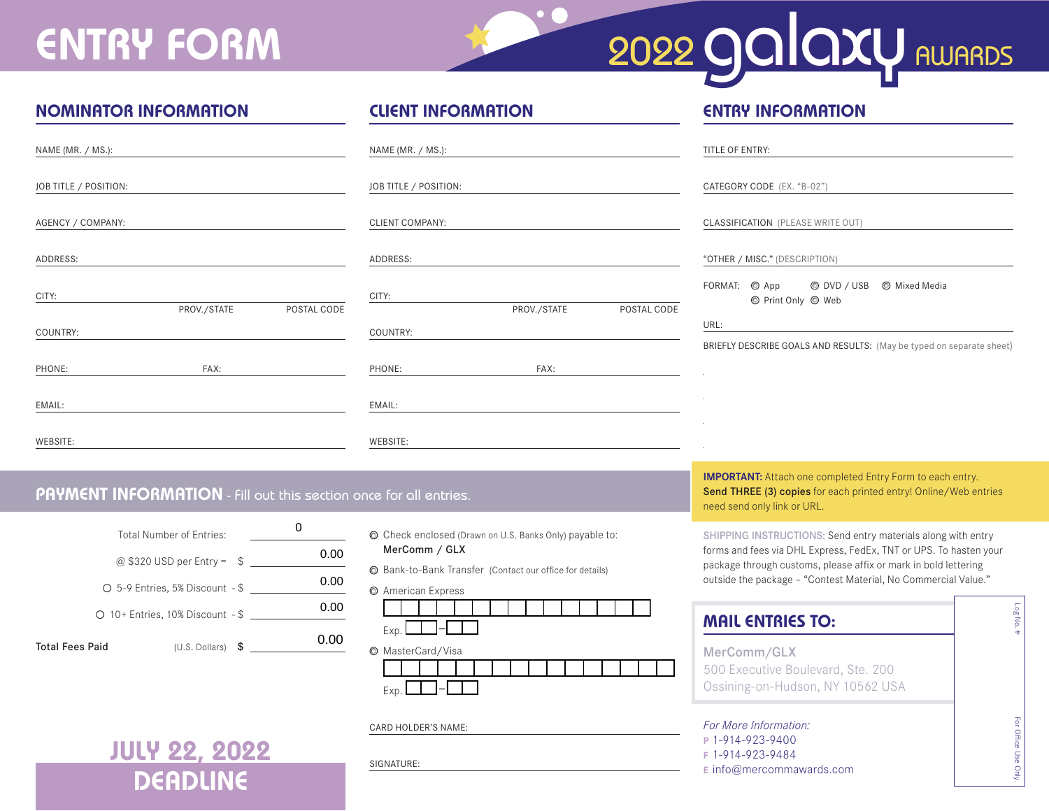# ENTRY FORM

# 2022 galaxy AWARDS

## NOMINATOR INFORMATION

NAME (MR. / MS.):

JOB TITLE / POSITION:

AGENCY / COMPANY:

ADDRESS:

CITY:

PROV./STATE POSTAL CODE

COUNTRY:

PHONE: FAX:

EMAIL:

WEBSITE:

## CLIENT INFORMATION

NAME (MR. / MS.):

JOB TITLE / POSITION:

CLIENT COMPANY:

ADDRESS:

CITY:

PROV./STATE POSTAL CODE

COUNTRY:

PHONE: FAX:

EMAIL:

WEBSITE:

## ENTRY INFORMATION

TITLE OF ENTRY:

CATEGORY CODE (EX. "B-02")

CLASSIFICATION (PLEASE WRITE OUT)

"OTHER / MISC." (DESCRIPTION)

FORMAT: ◎ App ◎ DVD / USB ◎ Mixed Media ◎ Print Only ◎ Web

URL:

BRIEFLY DESCRIBE GOALS AND RESULTS: (May be typed on separate sheet)

**IMPORTANT:** Attach one completed Entry Form to each entry. **Send THREE (3) copies** for each printed entry! Online/Web entries need send only link or URL.

SHIPPING INSTRUCTIONS: Send entry materials along with entry forms and fees via DHL Express, FedEx, TNT or UPS. To hasten your package through customs, please affix or mark in bold lettering outside the package – "Contest Material, No Commercial Value."

## PAYMENT INFORMATION - Fill out this section once for all entries.

| | | |
|---|---|---|
| Total Number of Entries: | | 0 |
| @ $320 USD per Entry = | $ | 0.00 |
| ○ 5-9 Entries, 5% Discount | - $ | 0.00 |
| ○ 10+ Entries, 10% Discount | - $ | 0.00 |
| **Total Fees Paid** (U.S. Dollars) | **$** | 0.00 |

◎ Check enclosed (Drawn on U.S. Banks Only) payable to: **MerComm / GLX**

◎ Bank-to-Bank Transfer (Contact our office for details)

◎ American Express

Exp. –

◎ MasterCard/Visa

Exp. –

CARD HOLDER'S NAME:

SIGNATURE:

**JULY 22, 2022**
**DEADLINE**

## MAIL ENTRIES TO:

MerComm/GLX
500 Executive Boulevard, Ste. 200
Ossining-on-Hudson, NY 10562 USA

*For More Information:*
P 1-914-923-9400
F 1-914-923-9484
E info@mercommawards.com

Log No. #

For Office Use Only